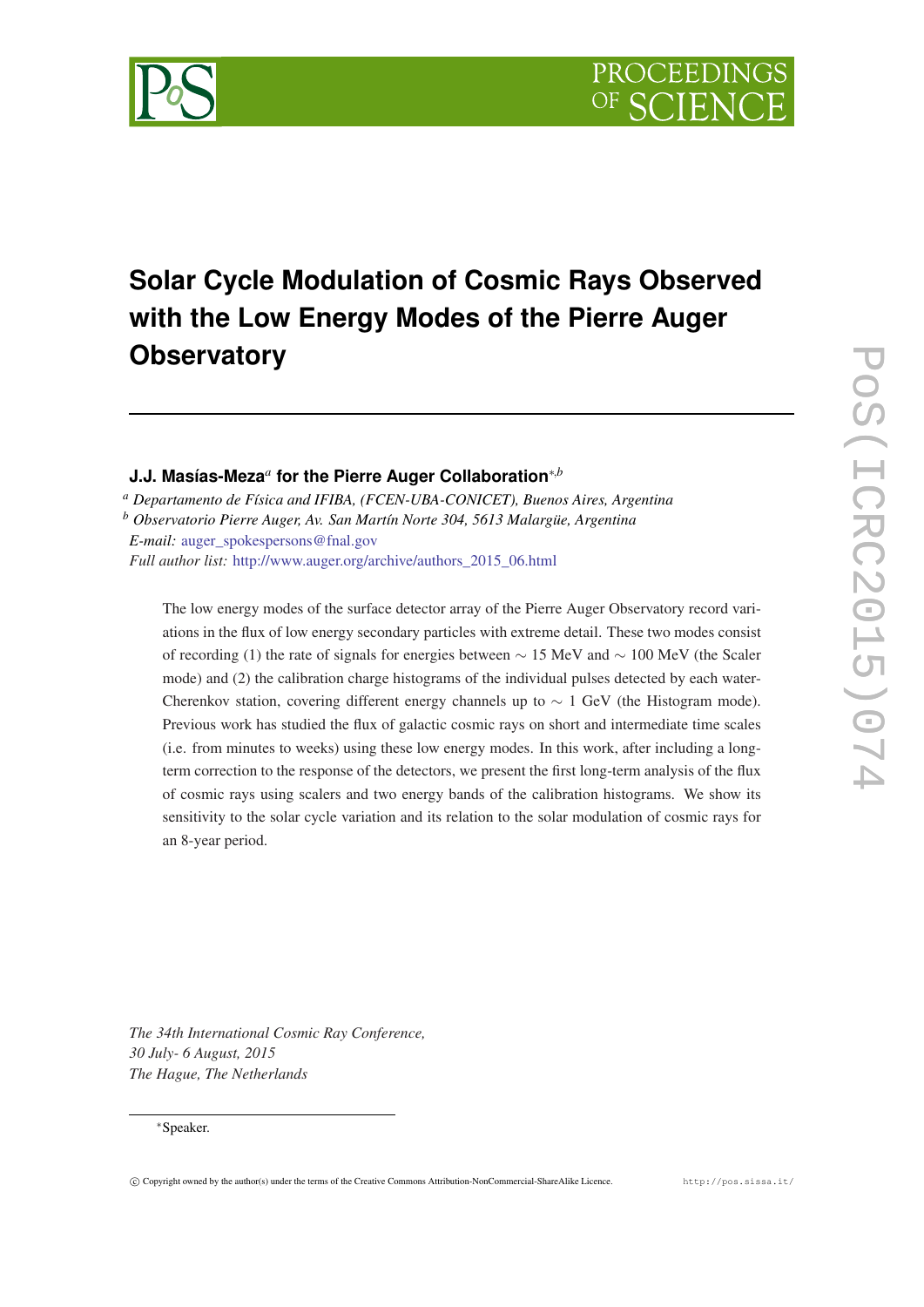# Solar Cycle Modulation of Cosmic Rays Observed with the Low Energy Modes of the Pierre Auger Observatory

**J.J. Masías-Meza**[a] **for the Pierre Auger Collaboration**[*,b]

[a] *Departamento de Física and IFIBA, (FCEN-UBA-CONICET), Buenos Aires, Argentina*
[b] *Observatorio Pierre Auger, Av. San Martín Norte 304, 5613 Malargüe, Argentina*
*E-mail:* auger_spokespersons@fnal.gov
*Full author list:* http://www.auger.org/archive/authors_2015_06.html

The low energy modes of the surface detector array of the Pierre Auger Observatory record variations in the flux of low energy secondary particles with extreme detail. These two modes consist of recording (1) the rate of signals for energies between $\sim$ 15 MeV and $\sim$ 100 MeV (the Scaler mode) and (2) the calibration charge histograms of the individual pulses detected by each water-Cherenkov station, covering different energy channels up to $\sim$ 1 GeV (the Histogram mode). Previous work has studied the flux of galactic cosmic rays on short and intermediate time scales (i.e. from minutes to weeks) using these low energy modes. In this work, after including a long-term correction to the response of the detectors, we present the first long-term analysis of the flux of cosmic rays using scalers and two energy bands of the calibration histograms. We show its sensitivity to the solar cycle variation and its relation to the solar modulation of cosmic rays for an 8-year period.

*The 34th International Cosmic Ray Conference,*
*30 July- 6 August, 2015*
*The Hague, The Netherlands*

[*] Speaker.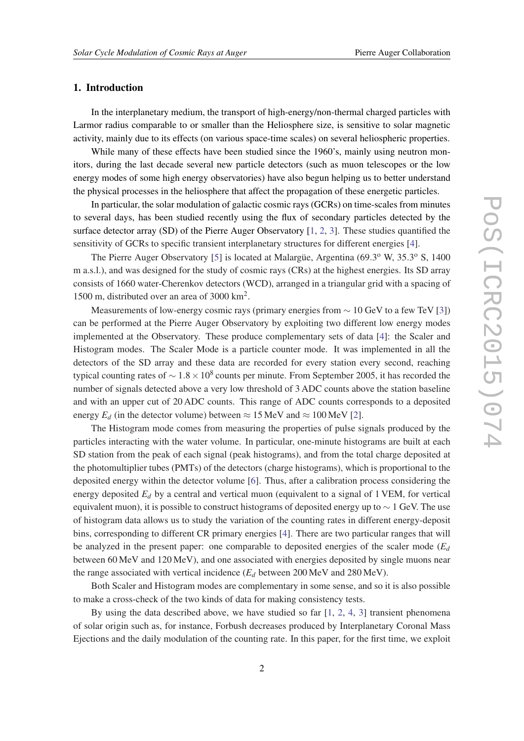## 1. Introduction

In the interplanetary medium, the transport of high-energy/non-thermal charged particles with Larmor radius comparable to or smaller than the Heliosphere size, is sensitive to solar magnetic activity, mainly due to its effects (on various space-time scales) on several heliospheric properties.

While many of these effects have been studied since the 1960's, mainly using neutron monitors, during the last decade several new particle detectors (such as muon telescopes or the low energy modes of some high energy observatories) have also begun helping us to better understand the physical processes in the heliosphere that affect the propagation of these energetic particles.

In particular, the solar modulation of galactic cosmic rays (GCRs) on time-scales from minutes to several days, has been studied recently using the flux of secondary particles detected by the surface detector array (SD) of the Pierre Auger Observatory [1, 2, 3]. These studies quantified the sensitivity of GCRs to specific transient interplanetary structures for different energies [4].

The Pierre Auger Observatory [5] is located at Malargüe, Argentina (69.3$^{o}$ W, 35.3$^{o}$ S, 1400 m a.s.l.), and was designed for the study of cosmic rays (CRs) at the highest energies. Its SD array consists of 1660 water-Cherenkov detectors (WCD), arranged in a triangular grid with a spacing of 1500 m, distributed over an area of 3000 km$^2$.

Measurements of low-energy cosmic rays (primary energies from $\sim$ 10 GeV to a few TeV [3]) can be performed at the Pierre Auger Observatory by exploiting two different low energy modes implemented at the Observatory. These produce complementary sets of data [4]: the Scaler and Histogram modes. The Scaler Mode is a particle counter mode. It was implemented in all the detectors of the SD array and these data are recorded for every station every second, reaching typical counting rates of $\sim 1.8 \times 10^8$ counts per minute. From September 2005, it has recorded the number of signals detected above a very low threshold of 3 ADC counts above the station baseline and with an upper cut of 20 ADC counts. This range of ADC counts corresponds to a deposited energy $E_d$ (in the detector volume) between $\approx$ 15 MeV and $\approx$ 100 MeV [2].

The Histogram mode comes from measuring the properties of pulse signals produced by the particles interacting with the water volume. In particular, one-minute histograms are built at each SD station from the peak of each signal (peak histograms), and from the total charge deposited at the photomultiplier tubes (PMTs) of the detectors (charge histograms), which is proportional to the deposited energy within the detector volume [6]. Thus, after a calibration process considering the energy deposited $E_d$ by a central and vertical muon (equivalent to a signal of 1 VEM, for vertical equivalent muon), it is possible to construct histograms of deposited energy up to $\sim$ 1 GeV. The use of histogram data allows us to study the variation of the counting rates in different energy-deposit bins, corresponding to different CR primary energies [4]. There are two particular ranges that will be analyzed in the present paper: one comparable to deposited energies of the scaler mode ($E_d$ between 60 MeV and 120 MeV), and one associated with energies deposited by single muons near the range associated with vertical incidence ($E_d$ between 200 MeV and 280 MeV).

Both Scaler and Histogram modes are complementary in some sense, and so it is also possible to make a cross-check of the two kinds of data for making consistency tests.

By using the data described above, we have studied so far [1, 2, 4, 3] transient phenomena of solar origin such as, for instance, Forbush decreases produced by Interplanetary Coronal Mass Ejections and the daily modulation of the counting rate. In this paper, for the first time, we exploit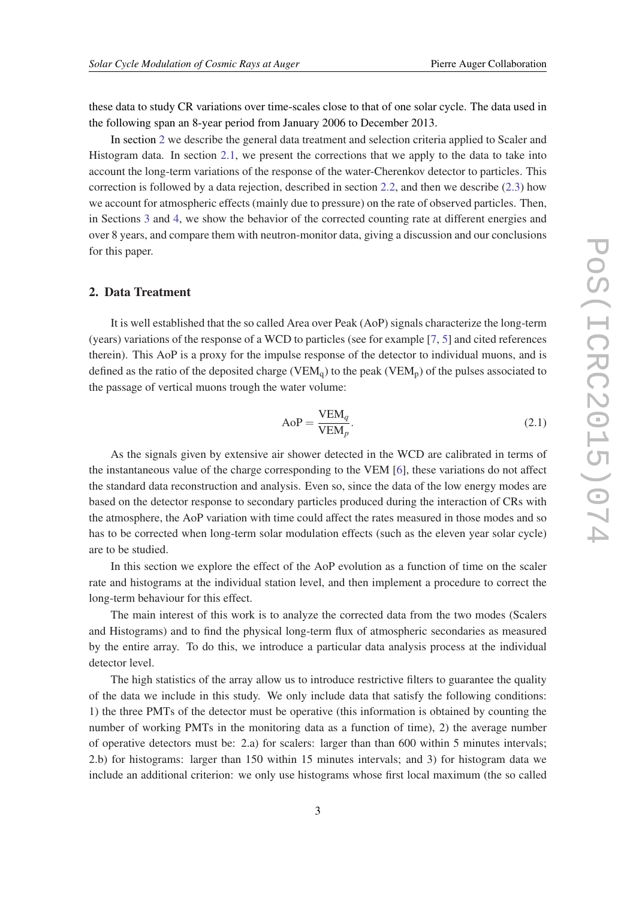these data to study CR variations over time-scales close to that of one solar cycle. The data used in the following span an 8-year period from January 2006 to December 2013.

In section 2 we describe the general data treatment and selection criteria applied to Scaler and Histogram data. In section 2.1, we present the corrections that we apply to the data to take into account the long-term variations of the response of the water-Cherenkov detector to particles. This correction is followed by a data rejection, described in section 2.2, and then we describe (2.3) how we account for atmospheric effects (mainly due to pressure) on the rate of observed particles. Then, in Sections 3 and 4, we show the behavior of the corrected counting rate at different energies and over 8 years, and compare them with neutron-monitor data, giving a discussion and our conclusions for this paper.

## 2. Data Treatment

It is well established that the so called Area over Peak (AoP) signals characterize the long-term (years) variations of the response of a WCD to particles (see for example [7, 5] and cited references therein). This AoP is a proxy for the impulse response of the detector to individual muons, and is defined as the ratio of the deposited charge ($\mathrm{VEM_q}$) to the peak ($\mathrm{VEM_p}$) of the pulses associated to the passage of vertical muons trough the water volume:

$$\mathrm{AoP} = \frac{\mathrm{VEM}_q}{\mathrm{VEM}_p}. \tag{2.1}$$

As the signals given by extensive air shower detected in the WCD are calibrated in terms of the instantaneous value of the charge corresponding to the VEM [6], these variations do not affect the standard data reconstruction and analysis. Even so, since the data of the low energy modes are based on the detector response to secondary particles produced during the interaction of CRs with the atmosphere, the AoP variation with time could affect the rates measured in those modes and so has to be corrected when long-term solar modulation effects (such as the eleven year solar cycle) are to be studied.

In this section we explore the effect of the AoP evolution as a function of time on the scaler rate and histograms at the individual station level, and then implement a procedure to correct the long-term behaviour for this effect.

The main interest of this work is to analyze the corrected data from the two modes (Scalers and Histograms) and to find the physical long-term flux of atmospheric secondaries as measured by the entire array. To do this, we introduce a particular data analysis process at the individual detector level.

The high statistics of the array allow us to introduce restrictive filters to guarantee the quality of the data we include in this study. We only include data that satisfy the following conditions: 1) the three PMTs of the detector must be operative (this information is obtained by counting the number of working PMTs in the monitoring data as a function of time), 2) the average number of operative detectors must be: 2.a) for scalers: larger than than 600 within 5 minutes intervals; 2.b) for histograms: larger than 150 within 15 minutes intervals; and 3) for histogram data we include an additional criterion: we only use histograms whose first local maximum (the so called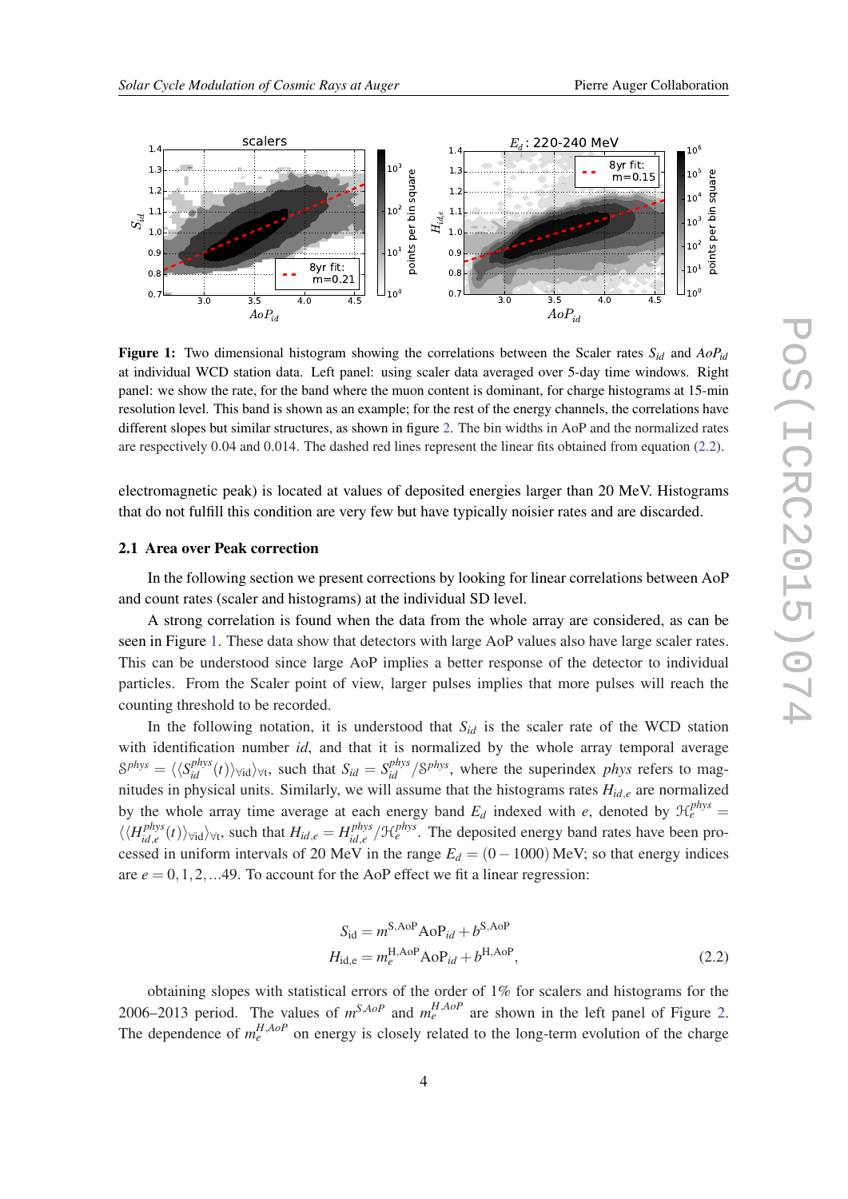**Figure 1:** Two dimensional histogram showing the correlations between the Scaler rates $S_{id}$ and $AoP_{id}$ at individual WCD station data. Left panel: using scaler data averaged over 5-day time windows. Right panel: we show the rate, for the band where the muon content is dominant, for charge histograms at 15-min resolution level. This band is shown as an example; for the rest of the energy channels, the correlations have different slopes but similar structures, as shown in figure 2. The bin widths in AoP and the normalized rates are respectively 0.04 and 0.014. The dashed red lines represent the linear fits obtained from equation (2.2).

electromagnetic peak) is located at values of deposited energies larger than 20 MeV. Histograms that do not fulfill this condition are very few but have typically noisier rates and are discarded.

### 2.1 Area over Peak correction

In the following section we present corrections by looking for linear correlations between AoP and count rates (scaler and histograms) at the individual SD level.

A strong correlation is found when the data from the whole array are considered, as can be seen in Figure 1. These data show that detectors with large AoP values also have large scaler rates. This can be understood since large AoP implies a better response of the detector to individual particles. From the Scaler point of view, larger pulses implies that more pulses will reach the counting threshold to be recorded.

In the following notation, it is understood that $S_{id}$ is the scaler rate of the WCD station with identification number $id$, and that it is normalized by the whole array temporal average $\mathcal{S}^{phys} = \langle\langle S_{id}^{phys}(t)\rangle_{\forall \mathrm{id}}\rangle_{\forall \mathrm{t}}$, such that $S_{id} = S_{id}^{phys}/\mathcal{S}^{phys}$, where the superindex $phys$ refers to magnitudes in physical units. Similarly, we will assume that the histograms rates $H_{id,e}$ are normalized by the whole array time average at each energy band $E_d$ indexed with $e$, denoted by $\mathcal{H}_e^{phys} = \langle\langle H_{id,e}^{phys}(t)\rangle_{\forall \mathrm{id}}\rangle_{\forall \mathrm{t}}$, such that $H_{id,e} = H_{id,e}^{phys}/\mathcal{H}_e^{phys}$. The deposited energy band rates have been processed in uniform intervals of 20 MeV in the range $E_d = (0-1000)$ MeV; so that energy indices are $e = 0,1,2,\ldots 49$. To account for the AoP effect we fit a linear regression:

$$
\begin{aligned}
S_{\mathrm{id}} &= m^{\mathrm{S,AoP}}\mathrm{AoP}_{id} + b^{\mathrm{S,AoP}} \\
H_{\mathrm{id,e}} &= m_e^{\mathrm{H,AoP}}\mathrm{AoP}_{id} + b^{\mathrm{H,AoP}},
\end{aligned}
\tag{2.2}
$$

obtaining slopes with statistical errors of the order of 1% for scalers and histograms for the 2006–2013 period. The values of $m^{S,AoP}$ and $m_e^{H,AoP}$ are shown in the left panel of Figure 2. The dependence of $m_e^{H,AoP}$ on energy is closely related to the long-term evolution of the charge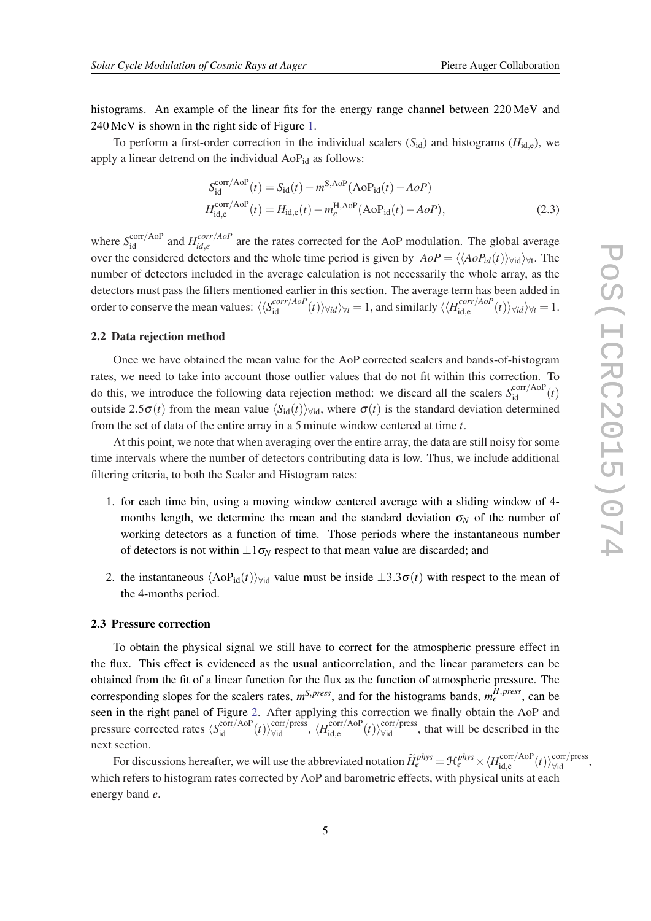histograms. An example of the linear fits for the energy range channel between 220 MeV and 240 MeV is shown in the right side of Figure 1.

To perform a first-order correction in the individual scalers ($S_{\rm id}$) and histograms ($H_{\rm id,e}$), we apply a linear detrend on the individual $\rm AoP_{id}$ as follows:

$$
\begin{aligned}
S_{\rm id}^{\rm corr/AoP}(t) &= S_{\rm id}(t) - m^{\rm S,AoP}(\mathrm{AoP_{id}}(t) - \overline{AoP}) \\
H_{\rm id,e}^{\rm corr/AoP}(t) &= H_{\rm id,e}(t) - m_e^{\rm H,AoP}(\mathrm{AoP_{id}}(t) - \overline{AoP}),
\end{aligned} \tag{2.3}
$$

where $S_{\rm id}^{\rm corr/AoP}$ and $H_{id,e}^{corr/AoP}$ are the rates corrected for the AoP modulation. The global average over the considered detectors and the whole time period is given by $\overline{AoP} = \langle\langle AoP_{id}(t)\rangle_{\forall\rm id}\rangle_{\forall\rm t}$. The number of detectors included in the average calculation is not necessarily the whole array, as the detectors must pass the filters mentioned earlier in this section. The average term has been added in order to conserve the mean values: $\langle\langle S_{\rm id}^{corr/AoP}(t)\rangle_{\forall id}\rangle_{\forall t} = 1$, and similarly $\langle\langle H_{\rm id,e}^{corr/AoP}(t)\rangle_{\forall id}\rangle_{\forall t} = 1$.

### 2.2 Data rejection method

Once we have obtained the mean value for the AoP corrected scalers and bands-of-histogram rates, we need to take into account those outlier values that do not fit within this correction. To do this, we introduce the following data rejection method: we discard all the scalers $S_{\rm id}^{\rm corr/AoP}(t)$ outside $2.5\sigma(t)$ from the mean value $\langle S_{\rm id}(t)\rangle_{\forall\rm id}$, where $\sigma(t)$ is the standard deviation determined from the set of data of the entire array in a 5 minute window centered at time $t$.

At this point, we note that when averaging over the entire array, the data are still noisy for some time intervals where the number of detectors contributing data is low. Thus, we include additional filtering criteria, to both the Scaler and Histogram rates:

1. for each time bin, using a moving window centered average with a sliding window of 4-months length, we determine the mean and the standard deviation $\sigma_N$ of the number of working detectors as a function of time. Those periods where the instantaneous number of detectors is not within $\pm 1\sigma_N$ respect to that mean value are discarded; and

2. the instantaneous $\langle \mathrm{AoP_{id}}(t)\rangle_{\forall\rm id}$ value must be inside $\pm 3.3\sigma(t)$ with respect to the mean of the 4-months period.

### 2.3 Pressure correction

To obtain the physical signal we still have to correct for the atmospheric pressure effect in the flux. This effect is evidenced as the usual anticorrelation, and the linear parameters can be obtained from the fit of a linear function for the flux as the function of atmospheric pressure. The corresponding slopes for the scalers rates, $m^{S,press}$, and for the histograms bands, $m_e^{H,press}$, can be seen in the right panel of Figure 2. After applying this correction we finally obtain the AoP and pressure corrected rates $\langle S_{\rm id}^{\rm corr/AoP}(t)\rangle_{\forall\rm id}^{\rm corr/press}$, $\langle H_{\rm id,e}^{\rm corr/AoP}(t)\rangle_{\forall\rm id}^{\rm corr/press}$, that will be described in the next section.

For discussions hereafter, we will use the abbreviated notation $\widetilde{H}_e^{phys} = \mathcal{H}_e^{phys} \times \langle H_{\rm id,e}^{\rm corr/AoP}(t)\rangle_{\forall\rm id}^{\rm corr/press}$, which refers to histogram rates corrected by AoP and barometric effects, with physical units at each energy band $e$.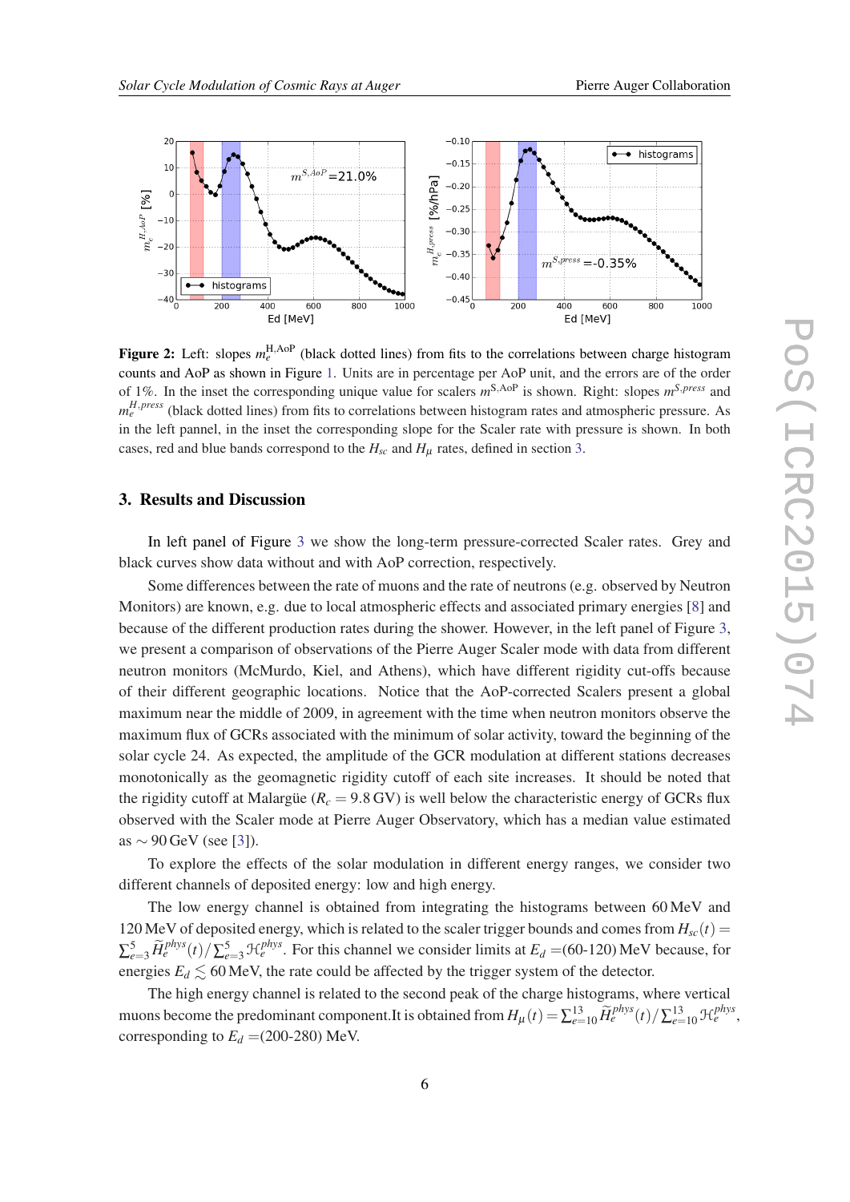**Figure 2:** Left: slopes $m_e^{\rm H,AoP}$ (black dotted lines) from fits to the correlations between charge histogram counts and AoP as shown in Figure 1. Units are in percentage per AoP unit, and the errors are of the order of 1%. In the inset the corresponding unique value for scalers $m^{\rm S,AoP}$ is shown. Right: slopes $m^{S,press}$ and $m_e^{H,press}$ (black dotted lines) from fits to correlations between histogram rates and atmospheric pressure. As in the left pannel, in the inset the corresponding slope for the Scaler rate with pressure is shown. In both cases, red and blue bands correspond to the $H_{sc}$ and $H_\mu$ rates, defined in section 3.

## 3. Results and Discussion

In left panel of Figure 3 we show the long-term pressure-corrected Scaler rates. Grey and black curves show data without and with AoP correction, respectively.

Some differences between the rate of muons and the rate of neutrons (e.g. observed by Neutron Monitors) are known, e.g. due to local atmospheric effects and associated primary energies [8] and because of the different production rates during the shower. However, in the left panel of Figure 3, we present a comparison of observations of the Pierre Auger Scaler mode with data from different neutron monitors (McMurdo, Kiel, and Athens), which have different rigidity cut-offs because of their different geographic locations. Notice that the AoP-corrected Scalers present a global maximum near the middle of 2009, in agreement with the time when neutron monitors observe the maximum flux of GCRs associated with the minimum of solar activity, toward the beginning of the solar cycle 24. As expected, the amplitude of the GCR modulation at different stations decreases monotonically as the geomagnetic rigidity cutoff of each site increases. It should be noted that the rigidity cutoff at Malargüe ($R_c = 9.8$ GV) is well below the characteristic energy of GCRs flux observed with the Scaler mode at Pierre Auger Observatory, which has a median value estimated as $\sim 90$ GeV (see [3]).

To explore the effects of the solar modulation in different energy ranges, we consider two different channels of deposited energy: low and high energy.

The low energy channel is obtained from integrating the histograms between 60 MeV and 120 MeV of deposited energy, which is related to the scaler trigger bounds and comes from $H_{sc}(t) = \sum_{e=3}^{5} \widetilde{H}_e^{phys}(t) / \sum_{e=3}^{5} \mathcal{H}_e^{phys}$. For this channel we consider limits at $E_d$ =(60-120) MeV because, for energies $E_d \lesssim 60$ MeV, the rate could be affected by the trigger system of the detector.

The high energy channel is related to the second peak of the charge histograms, where vertical muons become the predominant component.It is obtained from $H_\mu(t) = \sum_{e=10}^{13} \widetilde{H}_e^{phys}(t) / \sum_{e=10}^{13} \mathcal{H}_e^{phys}$, corresponding to $E_d$ =(200-280) MeV.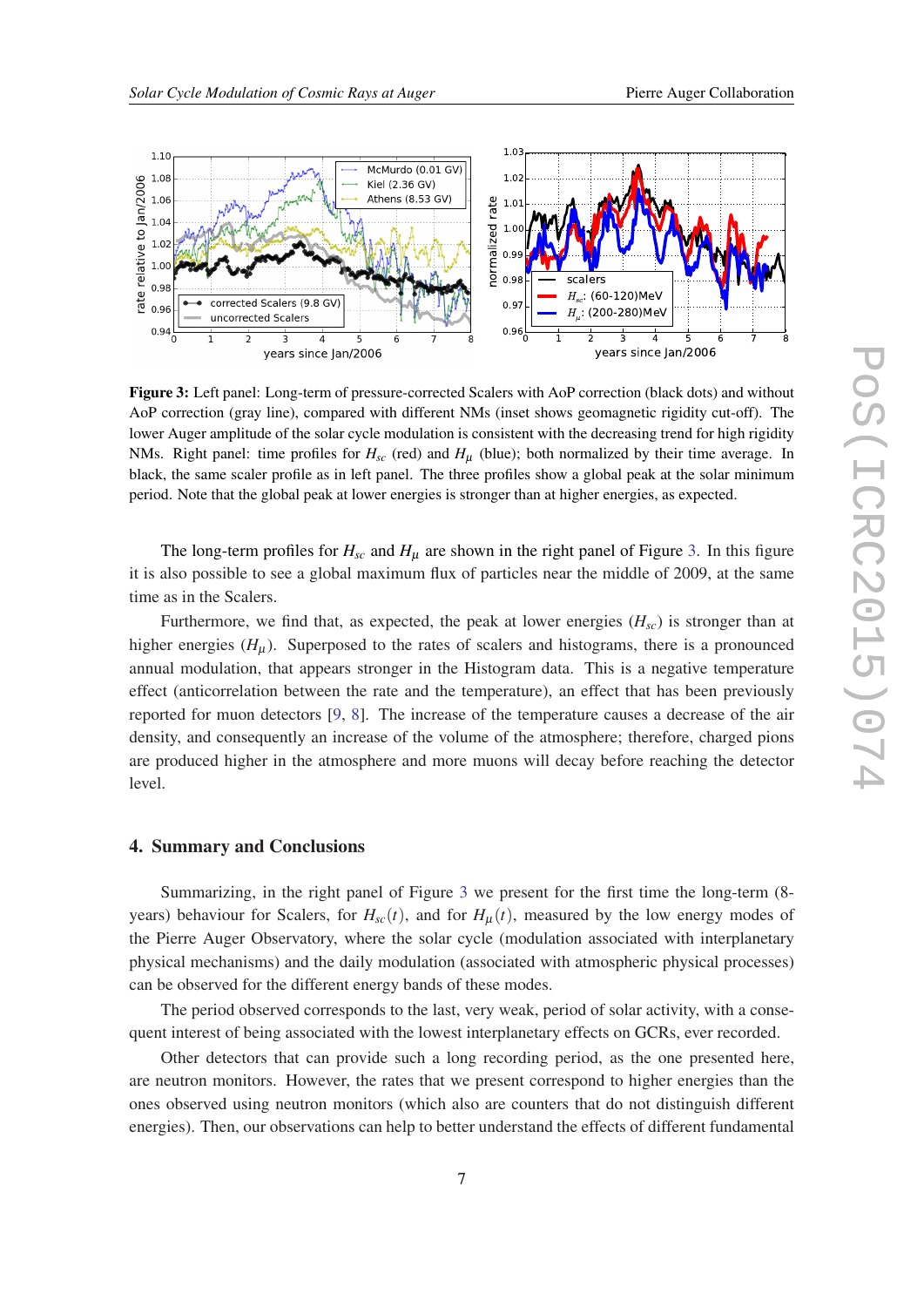**Figure 3:** Left panel: Long-term of pressure-corrected Scalers with AoP correction (black dots) and without AoP correction (gray line), compared with different NMs (inset shows geomagnetic rigidity cut-off). The lower Auger amplitude of the solar cycle modulation is consistent with the decreasing trend for high rigidity NMs. Right panel: time profiles for $H_{sc}$ (red) and $H_{\mu}$ (blue); both normalized by their time average. In black, the same scaler profile as in left panel. The three profiles show a global peak at the solar minimum period. Note that the global peak at lower energies is stronger than at higher energies, as expected.

The long-term profiles for $H_{sc}$ and $H_{\mu}$ are shown in the right panel of Figure 3. In this figure it is also possible to see a global maximum flux of particles near the middle of 2009, at the same time as in the Scalers.

Furthermore, we find that, as expected, the peak at lower energies ($H_{sc}$) is stronger than at higher energies ($H_{\mu}$). Superposed to the rates of scalers and histograms, there is a pronounced annual modulation, that appears stronger in the Histogram data. This is a negative temperature effect (anticorrelation between the rate and the temperature), an effect that has been previously reported for muon detectors [9, 8]. The increase of the temperature causes a decrease of the air density, and consequently an increase of the volume of the atmosphere; therefore, charged pions are produced higher in the atmosphere and more muons will decay before reaching the detector level.

## 4. Summary and Conclusions

Summarizing, in the right panel of Figure 3 we present for the first time the long-term (8-years) behaviour for Scalers, for $H_{sc}(t)$, and for $H_{\mu}(t)$, measured by the low energy modes of the Pierre Auger Observatory, where the solar cycle (modulation associated with interplanetary physical mechanisms) and the daily modulation (associated with atmospheric physical processes) can be observed for the different energy bands of these modes.

The period observed corresponds to the last, very weak, period of solar activity, with a consequent interest of being associated with the lowest interplanetary effects on GCRs, ever recorded.

Other detectors that can provide such a long recording period, as the one presented here, are neutron monitors. However, the rates that we present correspond to higher energies than the ones observed using neutron monitors (which also are counters that do not distinguish different energies). Then, our observations can help to better understand the effects of different fundamental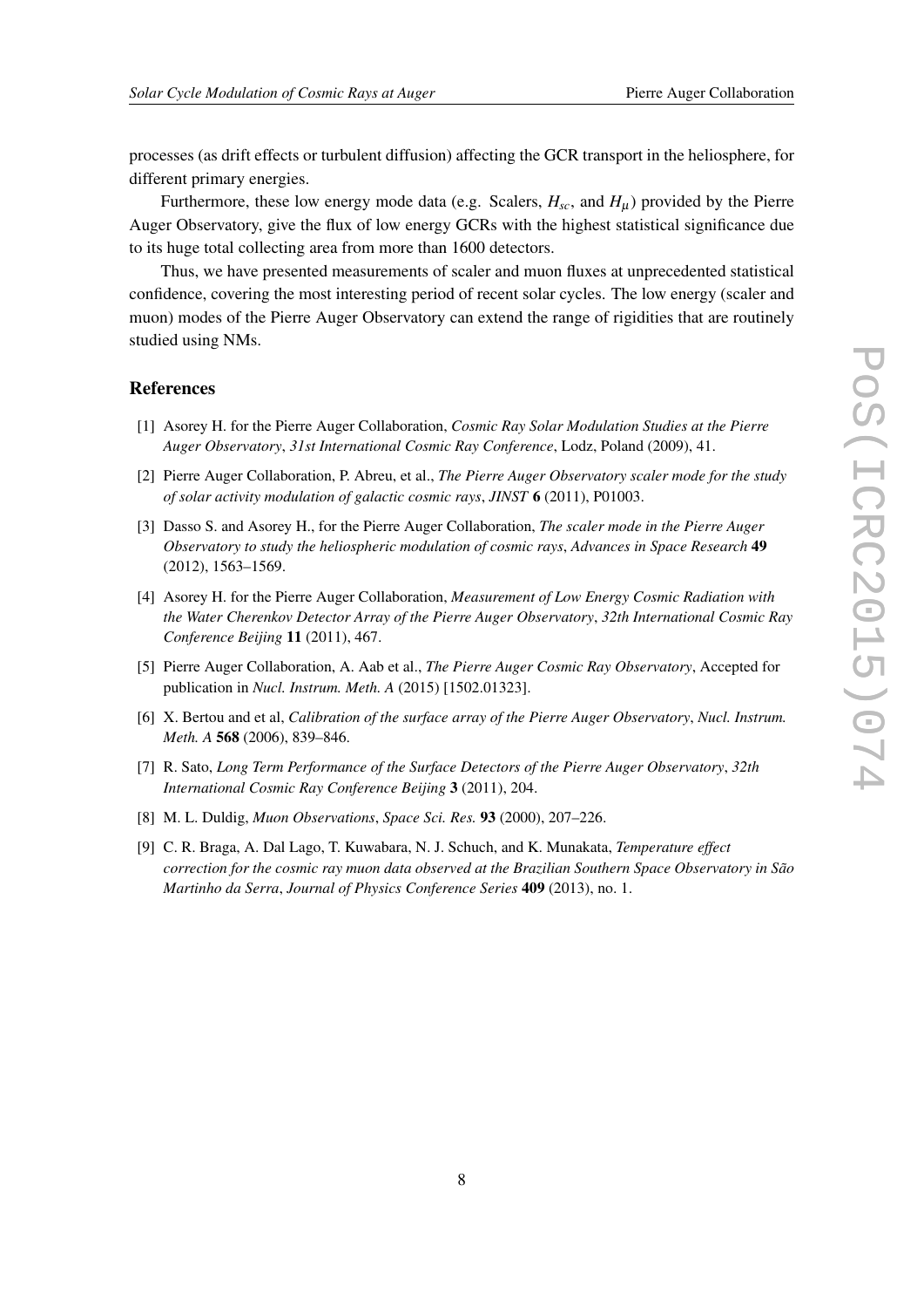processes (as drift effects or turbulent diffusion) affecting the GCR transport in the heliosphere, for different primary energies.

Furthermore, these low energy mode data (e.g. Scalers, $H_{sc}$, and $H_{\mu}$) provided by the Pierre Auger Observatory, give the flux of low energy GCRs with the highest statistical significance due to its huge total collecting area from more than 1600 detectors.

Thus, we have presented measurements of scaler and muon fluxes at unprecedented statistical confidence, covering the most interesting period of recent solar cycles. The low energy (scaler and muon) modes of the Pierre Auger Observatory can extend the range of rigidities that are routinely studied using NMs.

## References

[1] Asorey H. for the Pierre Auger Collaboration, *Cosmic Ray Solar Modulation Studies at the Pierre Auger Observatory*, *31st International Cosmic Ray Conference*, Lodz, Poland (2009), 41.

[2] Pierre Auger Collaboration, P. Abreu, et al., *The Pierre Auger Observatory scaler mode for the study of solar activity modulation of galactic cosmic rays*, *JINST* **6** (2011), P01003.

[3] Dasso S. and Asorey H., for the Pierre Auger Collaboration, *The scaler mode in the Pierre Auger Observatory to study the heliospheric modulation of cosmic rays*, *Advances in Space Research* **49** (2012), 1563–1569.

[4] Asorey H. for the Pierre Auger Collaboration, *Measurement of Low Energy Cosmic Radiation with the Water Cherenkov Detector Array of the Pierre Auger Observatory*, *32th International Cosmic Ray Conference Beijing* **11** (2011), 467.

[5] Pierre Auger Collaboration, A. Aab et al., *The Pierre Auger Cosmic Ray Observatory*, Accepted for publication in *Nucl. Instrum. Meth. A* (2015) [1502.01323].

[6] X. Bertou and et al, *Calibration of the surface array of the Pierre Auger Observatory*, *Nucl. Instrum. Meth. A* **568** (2006), 839–846.

[7] R. Sato, *Long Term Performance of the Surface Detectors of the Pierre Auger Observatory*, *32th International Cosmic Ray Conference Beijing* **3** (2011), 204.

[8] M. L. Duldig, *Muon Observations*, *Space Sci. Res.* **93** (2000), 207–226.

[9] C. R. Braga, A. Dal Lago, T. Kuwabara, N. J. Schuch, and K. Munakata, *Temperature effect correction for the cosmic ray muon data observed at the Brazilian Southern Space Observatory in São Martinho da Serra*, *Journal of Physics Conference Series* **409** (2013), no. 1.